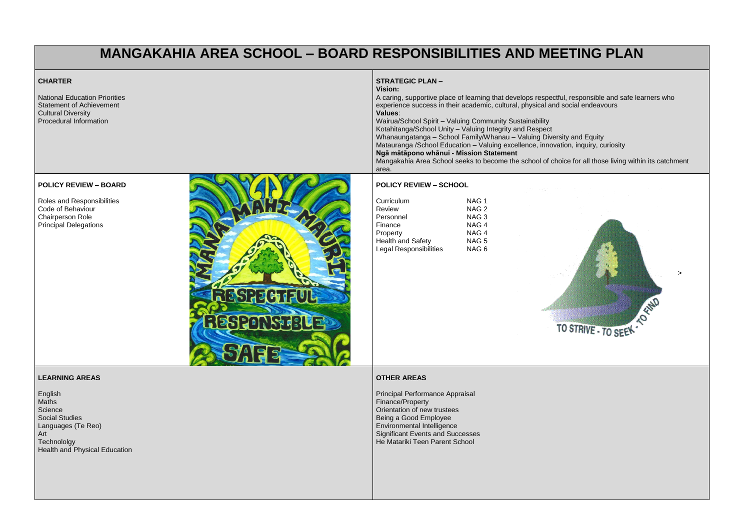# MANGAKAHIA AREA SCHOOL – BOARD RESPONSIBILITIES AND MEETING PLAN

## CHARTER

National Education Priorities
Statement of Achievement
Cultural Diversity
Procedural Information

## STRATEGIC PLAN –

**Vision:**

A caring, supportive place of learning that develops respectful, responsible and safe learners who experience success in their academic, cultural, physical and social endeavours

**Values**:

Wairua/School Spirit – Valuing Community Sustainability
Kotahitanga/School Unity – Valuing Integrity and Respect
Whanaungatanga – School Family/Whanau – Valuing Diversity and Equity
Matauranga /School Education – Valuing excellence, innovation, inquiry, curiosity

**Ngā mātāpono whānui - Mission Statement**

Mangakahia Area School seeks to become the school of choice for all those living within its catchment area.

## POLICY REVIEW – BOARD

Roles and Responsibilities
Code of Behaviour
Chairperson Role
Principal Delegations

## POLICY REVIEW – SCHOOL

| | |
|---|---|
| Curriculum | NAG 1 |
| Review | NAG 2 |
| Personnel | NAG 3 |
| Finance | NAG 4 |
| Property | NAG 4 |
| Health and Safety | NAG 5 |
| Legal Responsibilities | NAG 6 |

## LEARNING AREAS

English
Maths
Science
Social Studies
Languages (Te Reo)
Art
Technololgy
Health and Physical Education

## OTHER AREAS

Principal Performance Appraisal
Finance/Property
Orientation of new trustees
Being a Good Employee
Environmental Intelligence
Significant Events and Successes
He Matariki Teen Parent School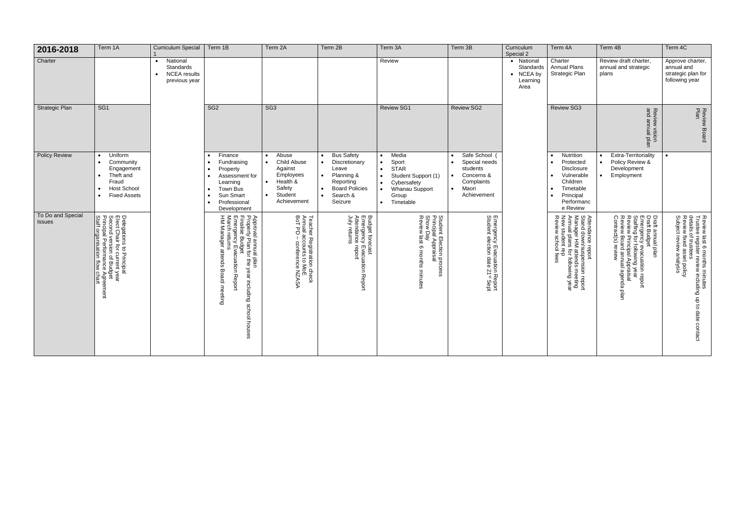| 2016-2018 | Term 1A | Curriculum Special 1 | Term 1B | Term 2A | Term 2B | Term 3A | Term 3B | Curriculum Special 2 | Term 4A | Term 4B | Term 4C |
|---|---|---|---|---|---|---|---|---|---|---|---|
| Charter | | • National Standards<br>• NCEA results previous year | | | | Review | | • National Standards<br>• NCEA by Learning Area | Charter<br>Annual Plans<br>Strategic Plan | Review draft charter, annual and strategic plans | Approve charter, annual and strategic plan for following year |
| Strategic Plan | SG1 | | SG2 | SG3 | | Review SG1 | Review SG2 | | Review SG3 | Review vision and annual plan | Review Board Plan |
| Policy Review | • Uniform<br>• Community Engagement<br>• Theft and Fraud<br>• Host School<br>• Fixed Assets | | • Finance<br>• Fundraising<br>• Property<br>• Assessment for Learning<br>• Town Bus<br>• Sun Smart<br>• Professional Development | • Abuse<br>• Child Abuse Against Employees<br>• Health & Safety<br>• Student Achievement | • Bus Safety<br>• Discretionary Leave<br>• Planning & Reporting<br>• Board Policies<br>• Search & Seizure | • Media<br>• Sport<br>• STAR<br>• Student Support (1)<br>• Cybersafety<br>• Whanau Support Group<br>• Timetable | • Safe School (<br>• Special needs students<br>• Concerns & Complaints<br>• Maori Achievement | | • Nutrition<br>• Protected Disclosure<br>• Vulnerable Children<br>• Timetable<br>• Principal Performance Review | • Extra-Territoriality<br>• Policy Review & Development<br>• Employment | • |
| To Do and Special Issues | Delegations to Principal<br>Elect Chair for current year<br>Second version of Budget<br>Principal Performance Agreement<br>Staff organisation flow chart | | Approval annual plan<br>Property Plan for the year including school houses<br>Finalise Budget<br>Emergency Evacuation Report<br>March returns<br>HM Manager attends Board meeting | Teacher Registration check<br>Annual accounts to MoE<br>BoT PD – conference NZASA | Budget forecast<br>Emergency Evacuation Report<br>Attendance report<br>July returns | Student Election process<br>Principal Appraisal<br>Show Day<br>Review last 6 months minutes | Emergency Evacuation Report<br>Student election date 21st Sept | | Attendance report<br>Stand down/suspension report<br>Manager HM attends meeting<br>Annual plans for following year<br>New student rep<br>Review school fees | Draft annual plan<br>Draft Budget<br>Emergency evacuation report<br>Staffing for following year<br>Review Principal Appraisal<br>Review Board annual agenda plan<br>Contract(s) review | Review last 6 months minutes<br>Trustee register review including up to date contact details of trustees<br>Review fixed asset policy<br>Subject review analysis |